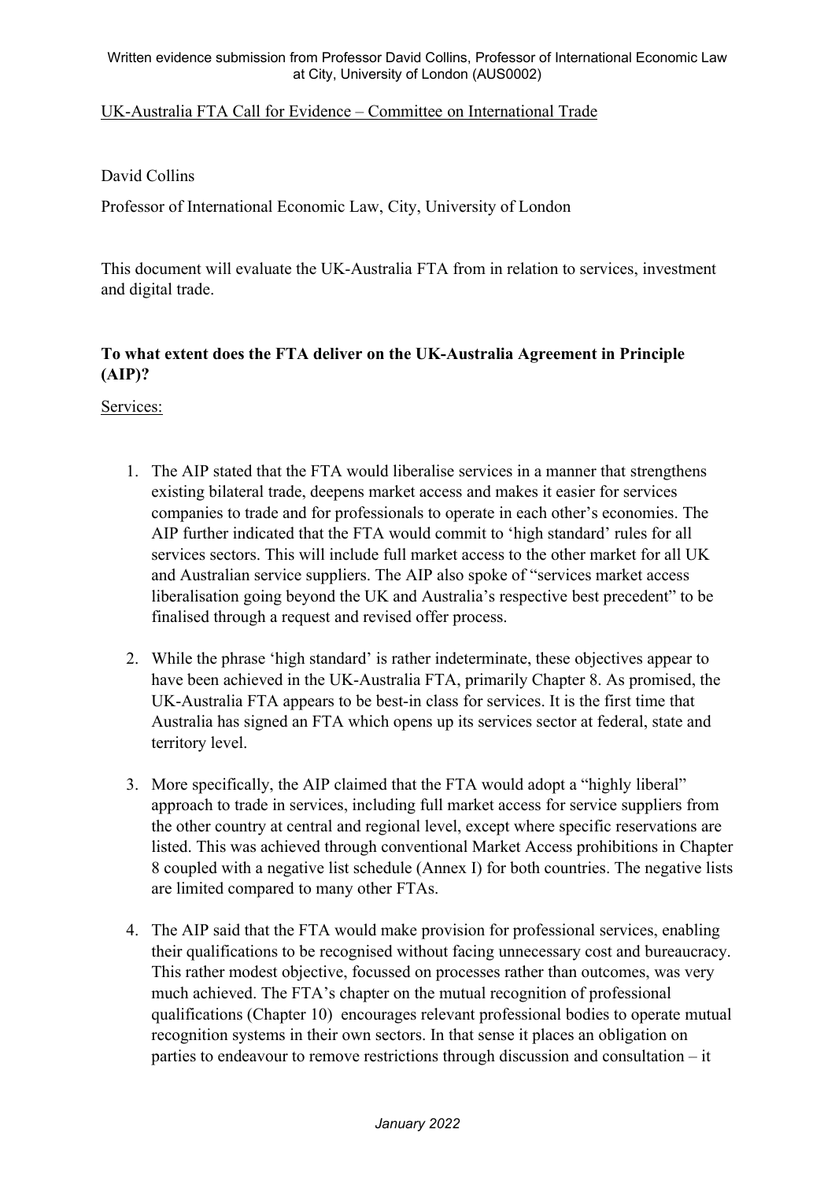Written evidence submission from Professor David Collins, Professor of International Economic Law at City, University of London (AUS0002)

UK-Australia FTA Call for Evidence – Committee on International Trade

David Collins

Professor of International Economic Law, City, University of London

This document will evaluate the UK-Australia FTA from in relation to services, investment and digital trade.

**To what extent does the FTA deliver on the UK-Australia Agreement in Principle (AIP)?**

Services:

1. The AIP stated that the FTA would liberalise services in a manner that strengthens existing bilateral trade, deepens market access and makes it easier for services companies to trade and for professionals to operate in each other's economies. The AIP further indicated that the FTA would commit to 'high standard' rules for all services sectors. This will include full market access to the other market for all UK and Australian service suppliers. The AIP also spoke of "services market access liberalisation going beyond the UK and Australia's respective best precedent" to be finalised through a request and revised offer process.

2. While the phrase 'high standard' is rather indeterminate, these objectives appear to have been achieved in the UK-Australia FTA, primarily Chapter 8. As promised, the UK-Australia FTA appears to be best-in class for services. It is the first time that Australia has signed an FTA which opens up its services sector at federal, state and territory level.

3. More specifically, the AIP claimed that the FTA would adopt a "highly liberal" approach to trade in services, including full market access for service suppliers from the other country at central and regional level, except where specific reservations are listed. This was achieved through conventional Market Access prohibitions in Chapter 8 coupled with a negative list schedule (Annex I) for both countries. The negative lists are limited compared to many other FTAs.

4. The AIP said that the FTA would make provision for professional services, enabling their qualifications to be recognised without facing unnecessary cost and bureaucracy. This rather modest objective, focussed on processes rather than outcomes, was very much achieved. The FTA's chapter on the mutual recognition of professional qualifications (Chapter 10) encourages relevant professional bodies to operate mutual recognition systems in their own sectors. In that sense it places an obligation on parties to endeavour to remove restrictions through discussion and consultation – it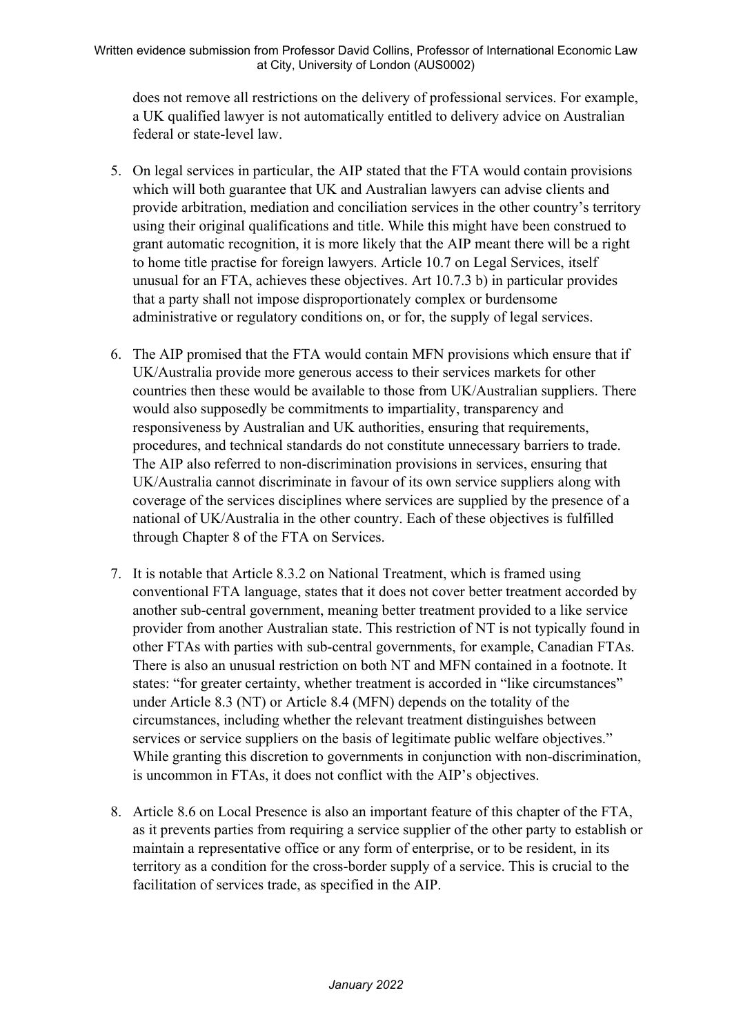does not remove all restrictions on the delivery of professional services. For example, a UK qualified lawyer is not automatically entitled to delivery advice on Australian federal or state-level law.

5. On legal services in particular, the AIP stated that the FTA would contain provisions which will both guarantee that UK and Australian lawyers can advise clients and provide arbitration, mediation and conciliation services in the other country's territory using their original qualifications and title. While this might have been construed to grant automatic recognition, it is more likely that the AIP meant there will be a right to home title practise for foreign lawyers. Article 10.7 on Legal Services, itself unusual for an FTA, achieves these objectives. Art 10.7.3 b) in particular provides that a party shall not impose disproportionately complex or burdensome administrative or regulatory conditions on, or for, the supply of legal services.

6. The AIP promised that the FTA would contain MFN provisions which ensure that if UK/Australia provide more generous access to their services markets for other countries then these would be available to those from UK/Australian suppliers. There would also supposedly be commitments to impartiality, transparency and responsiveness by Australian and UK authorities, ensuring that requirements, procedures, and technical standards do not constitute unnecessary barriers to trade. The AIP also referred to non-discrimination provisions in services, ensuring that UK/Australia cannot discriminate in favour of its own service suppliers along with coverage of the services disciplines where services are supplied by the presence of a national of UK/Australia in the other country. Each of these objectives is fulfilled through Chapter 8 of the FTA on Services.

7. It is notable that Article 8.3.2 on National Treatment, which is framed using conventional FTA language, states that it does not cover better treatment accorded by another sub-central government, meaning better treatment provided to a like service provider from another Australian state. This restriction of NT is not typically found in other FTAs with parties with sub-central governments, for example, Canadian FTAs. There is also an unusual restriction on both NT and MFN contained in a footnote. It states: "for greater certainty, whether treatment is accorded in "like circumstances" under Article 8.3 (NT) or Article 8.4 (MFN) depends on the totality of the circumstances, including whether the relevant treatment distinguishes between services or service suppliers on the basis of legitimate public welfare objectives." While granting this discretion to governments in conjunction with non-discrimination, is uncommon in FTAs, it does not conflict with the AIP's objectives.

8. Article 8.6 on Local Presence is also an important feature of this chapter of the FTA, as it prevents parties from requiring a service supplier of the other party to establish or maintain a representative office or any form of enterprise, or to be resident, in its territory as a condition for the cross-border supply of a service. This is crucial to the facilitation of services trade, as specified in the AIP.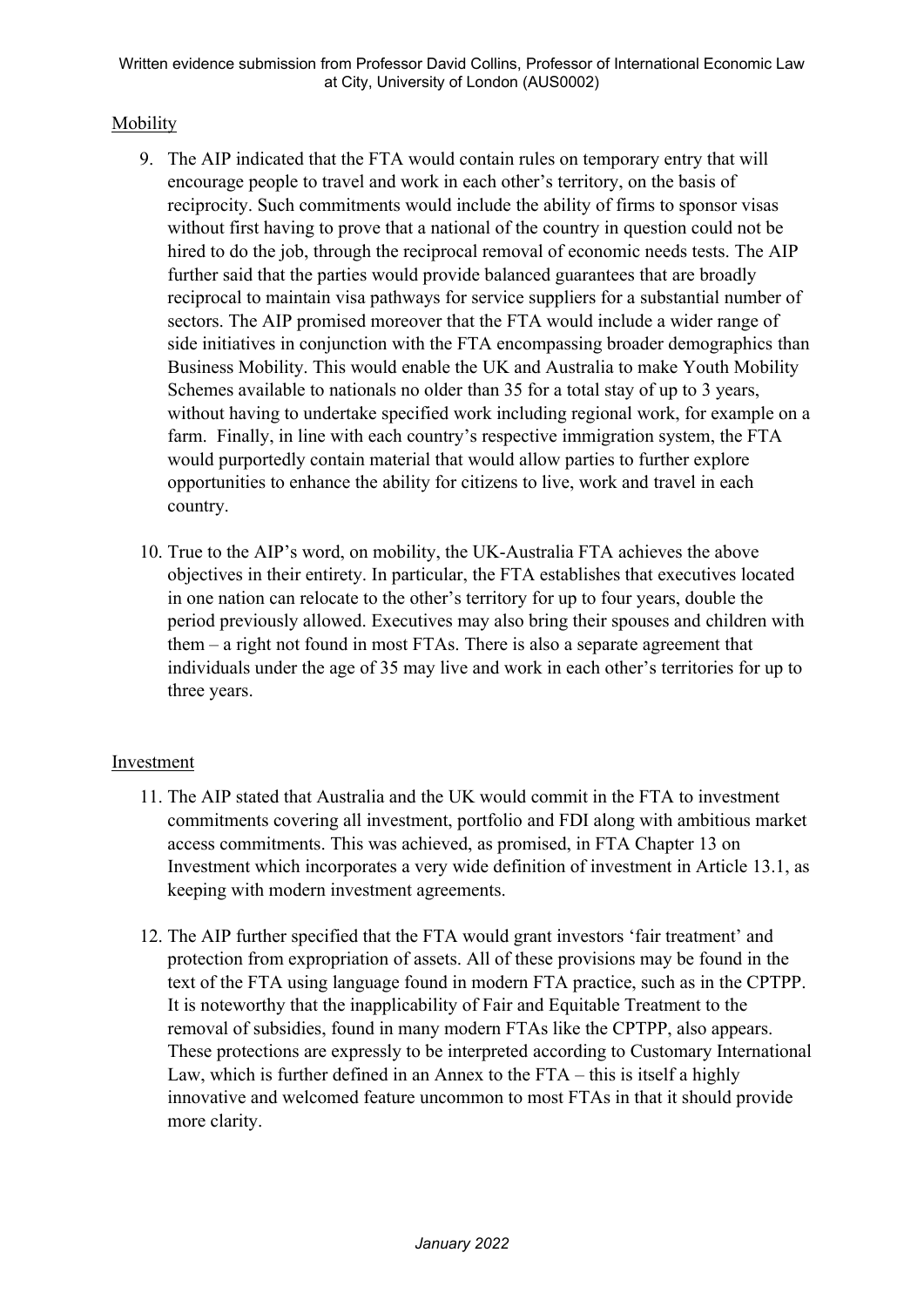## Mobility

9. The AIP indicated that the FTA would contain rules on temporary entry that will encourage people to travel and work in each other's territory, on the basis of reciprocity. Such commitments would include the ability of firms to sponsor visas without first having to prove that a national of the country in question could not be hired to do the job, through the reciprocal removal of economic needs tests. The AIP further said that the parties would provide balanced guarantees that are broadly reciprocal to maintain visa pathways for service suppliers for a substantial number of sectors. The AIP promised moreover that the FTA would include a wider range of side initiatives in conjunction with the FTA encompassing broader demographics than Business Mobility. This would enable the UK and Australia to make Youth Mobility Schemes available to nationals no older than 35 for a total stay of up to 3 years, without having to undertake specified work including regional work, for example on a farm. Finally, in line with each country's respective immigration system, the FTA would purportedly contain material that would allow parties to further explore opportunities to enhance the ability for citizens to live, work and travel in each country.

10. True to the AIP's word, on mobility, the UK-Australia FTA achieves the above objectives in their entirety. In particular, the FTA establishes that executives located in one nation can relocate to the other's territory for up to four years, double the period previously allowed. Executives may also bring their spouses and children with them – a right not found in most FTAs. There is also a separate agreement that individuals under the age of 35 may live and work in each other's territories for up to three years.

## Investment

11. The AIP stated that Australia and the UK would commit in the FTA to investment commitments covering all investment, portfolio and FDI along with ambitious market access commitments. This was achieved, as promised, in FTA Chapter 13 on Investment which incorporates a very wide definition of investment in Article 13.1, as keeping with modern investment agreements.

12. The AIP further specified that the FTA would grant investors 'fair treatment' and protection from expropriation of assets. All of these provisions may be found in the text of the FTA using language found in modern FTA practice, such as in the CPTPP. It is noteworthy that the inapplicability of Fair and Equitable Treatment to the removal of subsidies, found in many modern FTAs like the CPTPP, also appears. These protections are expressly to be interpreted according to Customary International Law, which is further defined in an Annex to the FTA – this is itself a highly innovative and welcomed feature uncommon to most FTAs in that it should provide more clarity.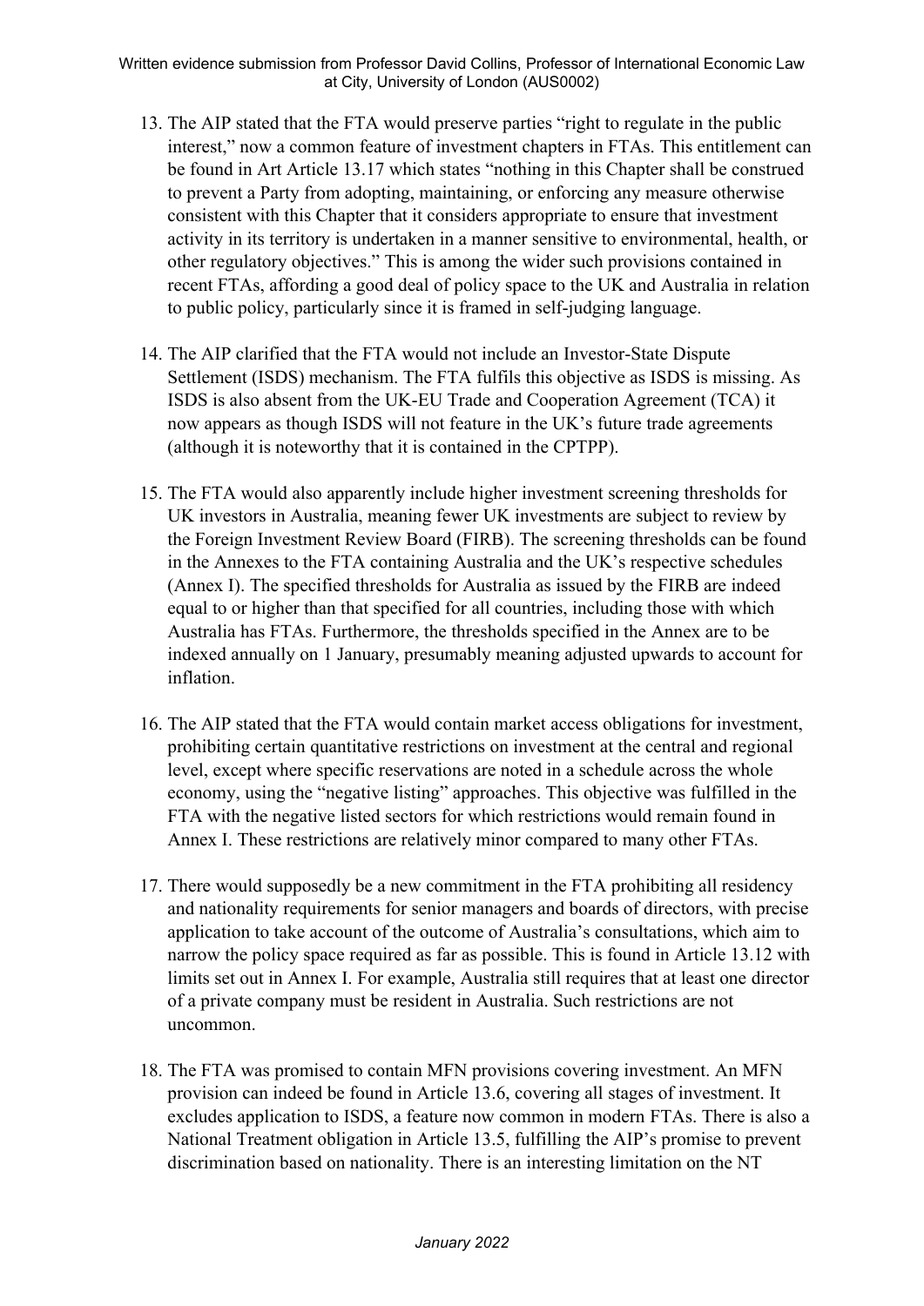13. The AIP stated that the FTA would preserve parties "right to regulate in the public interest," now a common feature of investment chapters in FTAs. This entitlement can be found in Art Article 13.17 which states "nothing in this Chapter shall be construed to prevent a Party from adopting, maintaining, or enforcing any measure otherwise consistent with this Chapter that it considers appropriate to ensure that investment activity in its territory is undertaken in a manner sensitive to environmental, health, or other regulatory objectives." This is among the wider such provisions contained in recent FTAs, affording a good deal of policy space to the UK and Australia in relation to public policy, particularly since it is framed in self-judging language.

14. The AIP clarified that the FTA would not include an Investor-State Dispute Settlement (ISDS) mechanism. The FTA fulfils this objective as ISDS is missing. As ISDS is also absent from the UK-EU Trade and Cooperation Agreement (TCA) it now appears as though ISDS will not feature in the UK's future trade agreements (although it is noteworthy that it is contained in the CPTPP).

15. The FTA would also apparently include higher investment screening thresholds for UK investors in Australia, meaning fewer UK investments are subject to review by the Foreign Investment Review Board (FIRB). The screening thresholds can be found in the Annexes to the FTA containing Australia and the UK's respective schedules (Annex I). The specified thresholds for Australia as issued by the FIRB are indeed equal to or higher than that specified for all countries, including those with which Australia has FTAs. Furthermore, the thresholds specified in the Annex are to be indexed annually on 1 January, presumably meaning adjusted upwards to account for inflation.

16. The AIP stated that the FTA would contain market access obligations for investment, prohibiting certain quantitative restrictions on investment at the central and regional level, except where specific reservations are noted in a schedule across the whole economy, using the "negative listing" approaches. This objective was fulfilled in the FTA with the negative listed sectors for which restrictions would remain found in Annex I. These restrictions are relatively minor compared to many other FTAs.

17. There would supposedly be a new commitment in the FTA prohibiting all residency and nationality requirements for senior managers and boards of directors, with precise application to take account of the outcome of Australia's consultations, which aim to narrow the policy space required as far as possible. This is found in Article 13.12 with limits set out in Annex I. For example, Australia still requires that at least one director of a private company must be resident in Australia. Such restrictions are not uncommon.

18. The FTA was promised to contain MFN provisions covering investment. An MFN provision can indeed be found in Article 13.6, covering all stages of investment. It excludes application to ISDS, a feature now common in modern FTAs. There is also a National Treatment obligation in Article 13.5, fulfilling the AIP's promise to prevent discrimination based on nationality. There is an interesting limitation on the NT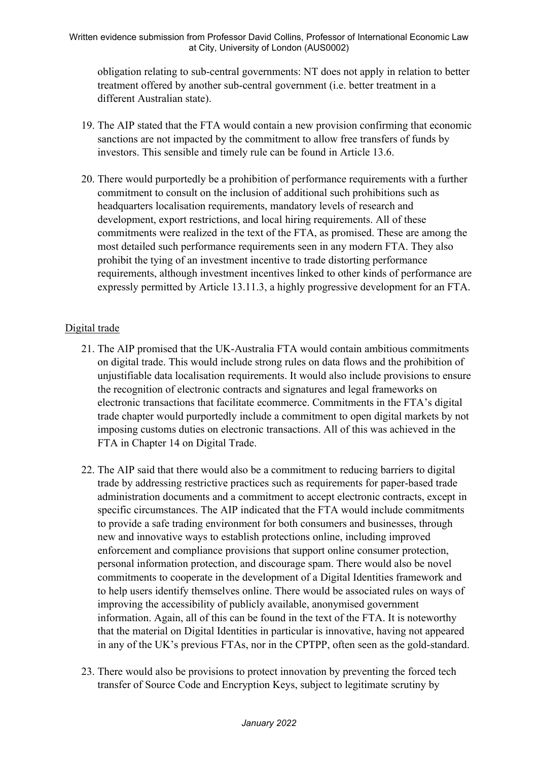obligation relating to sub-central governments: NT does not apply in relation to better treatment offered by another sub-central government (i.e. better treatment in a different Australian state).

19. The AIP stated that the FTA would contain a new provision confirming that economic sanctions are not impacted by the commitment to allow free transfers of funds by investors. This sensible and timely rule can be found in Article 13.6.

20. There would purportedly be a prohibition of performance requirements with a further commitment to consult on the inclusion of additional such prohibitions such as headquarters localisation requirements, mandatory levels of research and development, export restrictions, and local hiring requirements. All of these commitments were realized in the text of the FTA, as promised. These are among the most detailed such performance requirements seen in any modern FTA. They also prohibit the tying of an investment incentive to trade distorting performance requirements, although investment incentives linked to other kinds of performance are expressly permitted by Article 13.11.3, a highly progressive development for an FTA.

## Digital trade

21. The AIP promised that the UK-Australia FTA would contain ambitious commitments on digital trade. This would include strong rules on data flows and the prohibition of unjustifiable data localisation requirements. It would also include provisions to ensure the recognition of electronic contracts and signatures and legal frameworks on electronic transactions that facilitate ecommerce. Commitments in the FTA's digital trade chapter would purportedly include a commitment to open digital markets by not imposing customs duties on electronic transactions. All of this was achieved in the FTA in Chapter 14 on Digital Trade.

22. The AIP said that there would also be a commitment to reducing barriers to digital trade by addressing restrictive practices such as requirements for paper-based trade administration documents and a commitment to accept electronic contracts, except in specific circumstances. The AIP indicated that the FTA would include commitments to provide a safe trading environment for both consumers and businesses, through new and innovative ways to establish protections online, including improved enforcement and compliance provisions that support online consumer protection, personal information protection, and discourage spam. There would also be novel commitments to cooperate in the development of a Digital Identities framework and to help users identify themselves online. There would be associated rules on ways of improving the accessibility of publicly available, anonymised government information. Again, all of this can be found in the text of the FTA. It is noteworthy that the material on Digital Identities in particular is innovative, having not appeared in any of the UK's previous FTAs, nor in the CPTPP, often seen as the gold-standard.

23. There would also be provisions to protect innovation by preventing the forced tech transfer of Source Code and Encryption Keys, subject to legitimate scrutiny by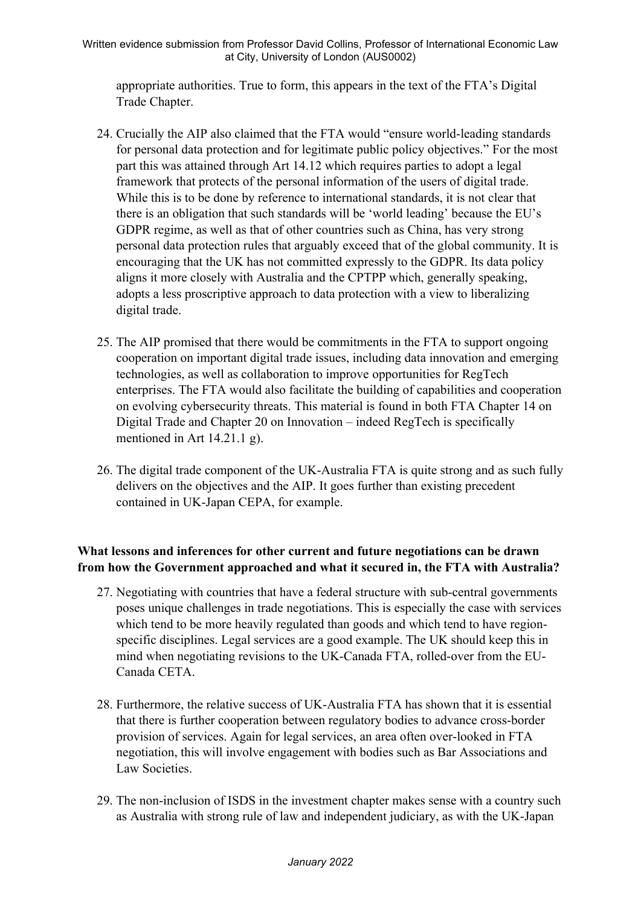appropriate authorities. True to form, this appears in the text of the FTA's Digital Trade Chapter.

24. Crucially the AIP also claimed that the FTA would "ensure world-leading standards for personal data protection and for legitimate public policy objectives." For the most part this was attained through Art 14.12 which requires parties to adopt a legal framework that protects of the personal information of the users of digital trade. While this is to be done by reference to international standards, it is not clear that there is an obligation that such standards will be 'world leading' because the EU's GDPR regime, as well as that of other countries such as China, has very strong personal data protection rules that arguably exceed that of the global community. It is encouraging that the UK has not committed expressly to the GDPR. Its data policy aligns it more closely with Australia and the CPTPP which, generally speaking, adopts a less proscriptive approach to data protection with a view to liberalizing digital trade.

25. The AIP promised that there would be commitments in the FTA to support ongoing cooperation on important digital trade issues, including data innovation and emerging technologies, as well as collaboration to improve opportunities for RegTech enterprises. The FTA would also facilitate the building of capabilities and cooperation on evolving cybersecurity threats. This material is found in both FTA Chapter 14 on Digital Trade and Chapter 20 on Innovation – indeed RegTech is specifically mentioned in Art 14.21.1 g).

26. The digital trade component of the UK-Australia FTA is quite strong and as such fully delivers on the objectives and the AIP. It goes further than existing precedent contained in UK-Japan CEPA, for example.

**What lessons and inferences for other current and future negotiations can be drawn from how the Government approached and what it secured in, the FTA with Australia?**

27. Negotiating with countries that have a federal structure with sub-central governments poses unique challenges in trade negotiations. This is especially the case with services which tend to be more heavily regulated than goods and which tend to have region-specific disciplines. Legal services are a good example. The UK should keep this in mind when negotiating revisions to the UK-Canada FTA, rolled-over from the EU-Canada CETA.

28. Furthermore, the relative success of UK-Australia FTA has shown that it is essential that there is further cooperation between regulatory bodies to advance cross-border provision of services. Again for legal services, an area often over-looked in FTA negotiation, this will involve engagement with bodies such as Bar Associations and Law Societies.

29. The non-inclusion of ISDS in the investment chapter makes sense with a country such as Australia with strong rule of law and independent judiciary, as with the UK-Japan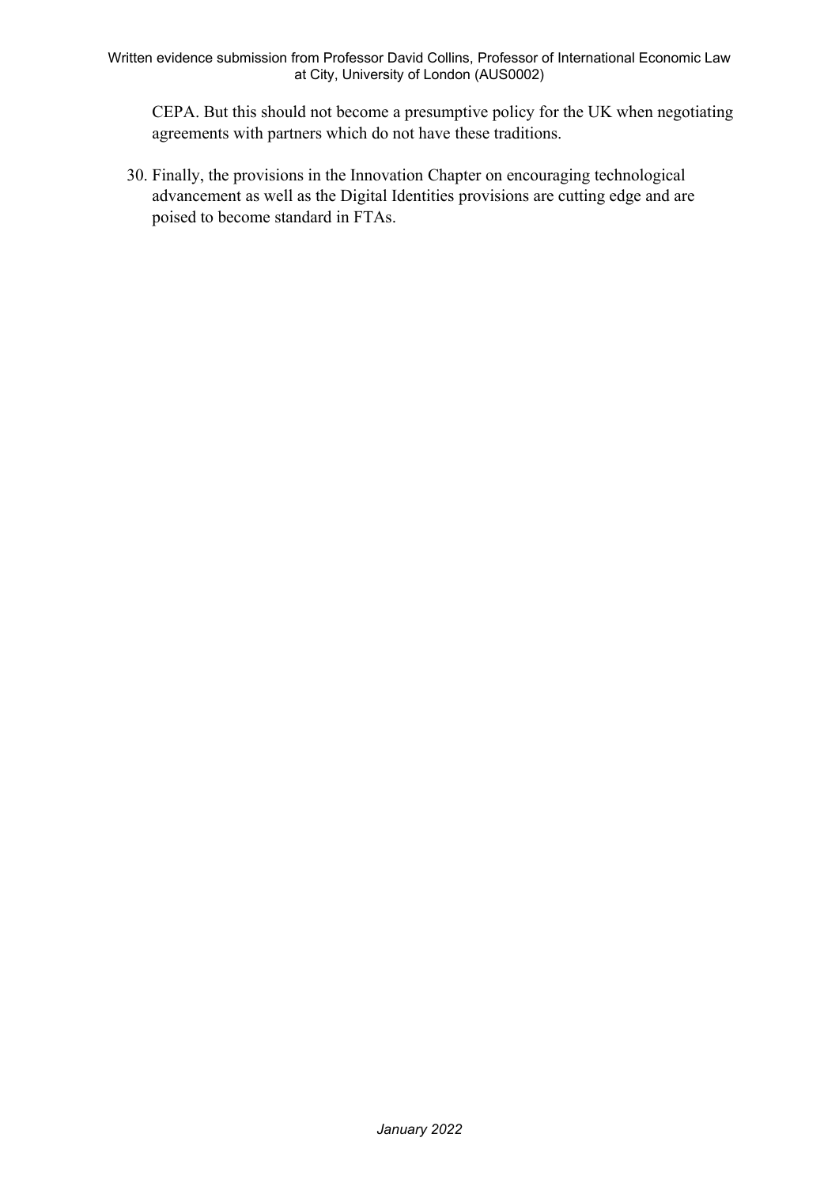CEPA. But this should not become a presumptive policy for the UK when negotiating agreements with partners which do not have these traditions.

30. Finally, the provisions in the Innovation Chapter on encouraging technological advancement as well as the Digital Identities provisions are cutting edge and are poised to become standard in FTAs.

*January 2022*